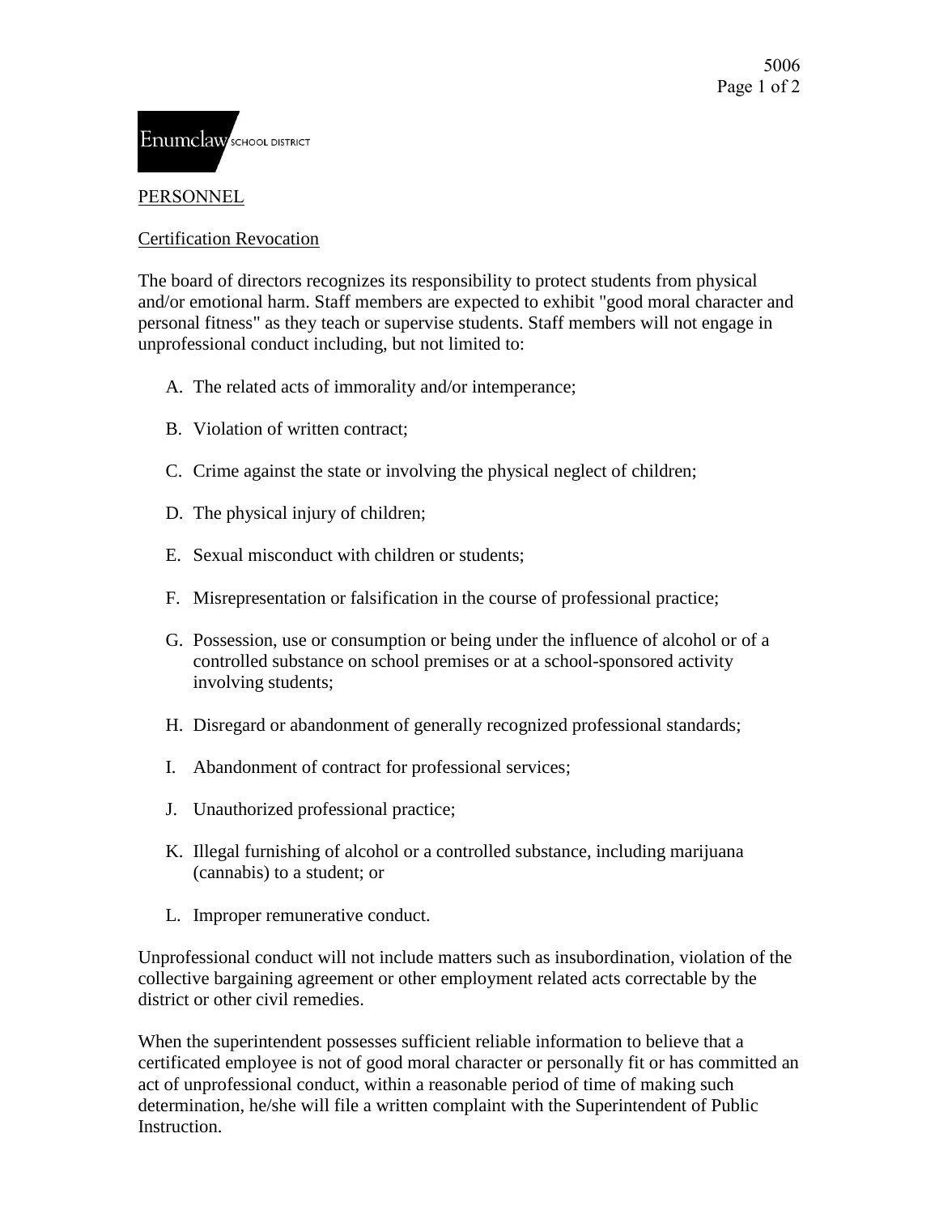PERSONNEL

Certification Revocation

The board of directors recognizes its responsibility to protect students from physical and/or emotional harm. Staff members are expected to exhibit "good moral character and personal fitness" as they teach or supervise students. Staff members will not engage in unprofessional conduct including, but not limited to:

A. The related acts of immorality and/or intemperance;

B. Violation of written contract;

C. Crime against the state or involving the physical neglect of children;

D. The physical injury of children;

E. Sexual misconduct with children or students;

F. Misrepresentation or falsification in the course of professional practice;

G. Possession, use or consumption or being under the influence of alcohol or of a controlled substance on school premises or at a school-sponsored activity involving students;

H. Disregard or abandonment of generally recognized professional standards;

I. Abandonment of contract for professional services;

J. Unauthorized professional practice;

K. Illegal furnishing of alcohol or a controlled substance, including marijuana (cannabis) to a student; or

L. Improper remunerative conduct.

Unprofessional conduct will not include matters such as insubordination, violation of the collective bargaining agreement or other employment related acts correctable by the district or other civil remedies.

When the superintendent possesses sufficient reliable information to believe that a certificated employee is not of good moral character or personally fit or has committed an act of unprofessional conduct, within a reasonable period of time of making such determination, he/she will file a written complaint with the Superintendent of Public Instruction.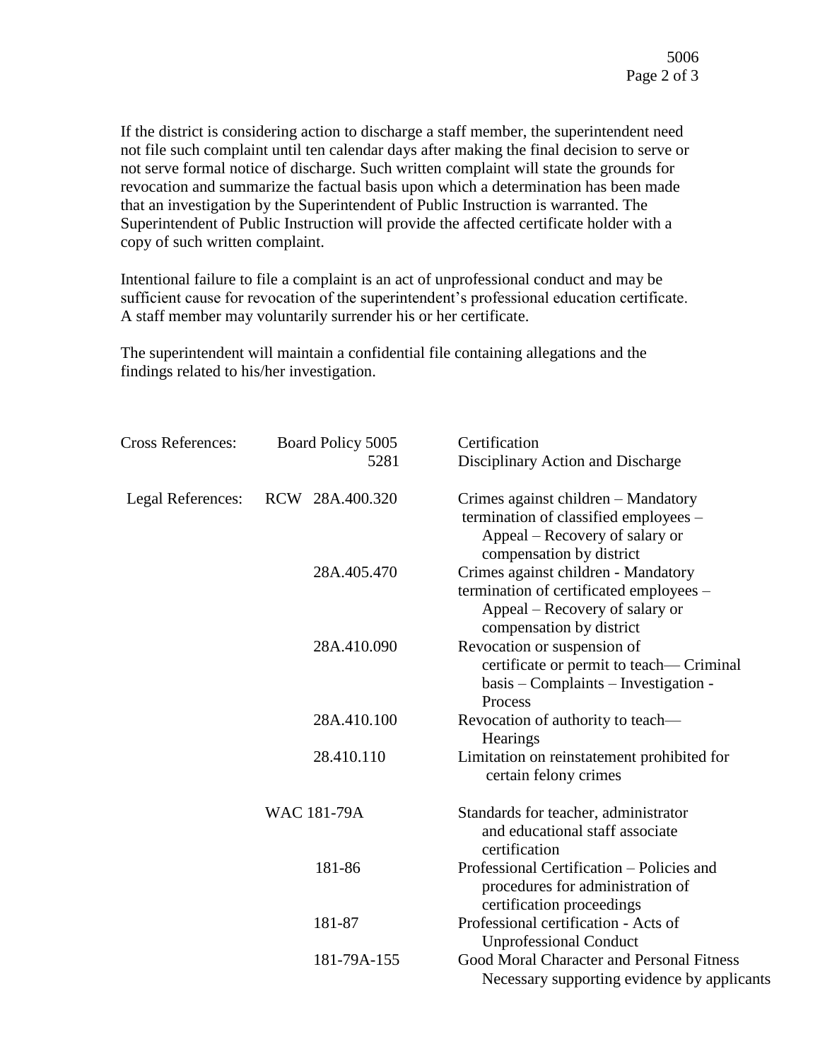If the district is considering action to discharge a staff member, the superintendent need not file such complaint until ten calendar days after making the final decision to serve or not serve formal notice of discharge. Such written complaint will state the grounds for revocation and summarize the factual basis upon which a determination has been made that an investigation by the Superintendent of Public Instruction is warranted. The Superintendent of Public Instruction will provide the affected certificate holder with a copy of such written complaint.

Intentional failure to file a complaint is an act of unprofessional conduct and may be sufficient cause for revocation of the superintendent's professional education certificate. A staff member may voluntarily surrender his or her certificate.

The superintendent will maintain a confidential file containing allegations and the findings related to his/her investigation.

| | | |
|---|---|---|
| Cross References: | Board Policy 5005 | Certification |
| | 5281 | Disciplinary Action and Discharge |
| Legal References: | RCW 28A.400.320 | Crimes against children – Mandatory termination of classified employees – Appeal – Recovery of salary or compensation by district |
| | 28A.405.470 | Crimes against children - Mandatory termination of certificated employees – Appeal – Recovery of salary or compensation by district |
| | 28A.410.090 | Revocation or suspension of certificate or permit to teach— Criminal basis – Complaints – Investigation - Process |
| | 28A.410.100 | Revocation of authority to teach— Hearings |
| | 28.410.110 | Limitation on reinstatement prohibited for certain felony crimes |
| | WAC 181-79A | Standards for teacher, administrator and educational staff associate certification |
| | 181-86 | Professional Certification – Policies and procedures for administration of certification proceedings |
| | 181-87 | Professional certification - Acts of Unprofessional Conduct |
| | 181-79A-155 | Good Moral Character and Personal Fitness Necessary supporting evidence by applicants |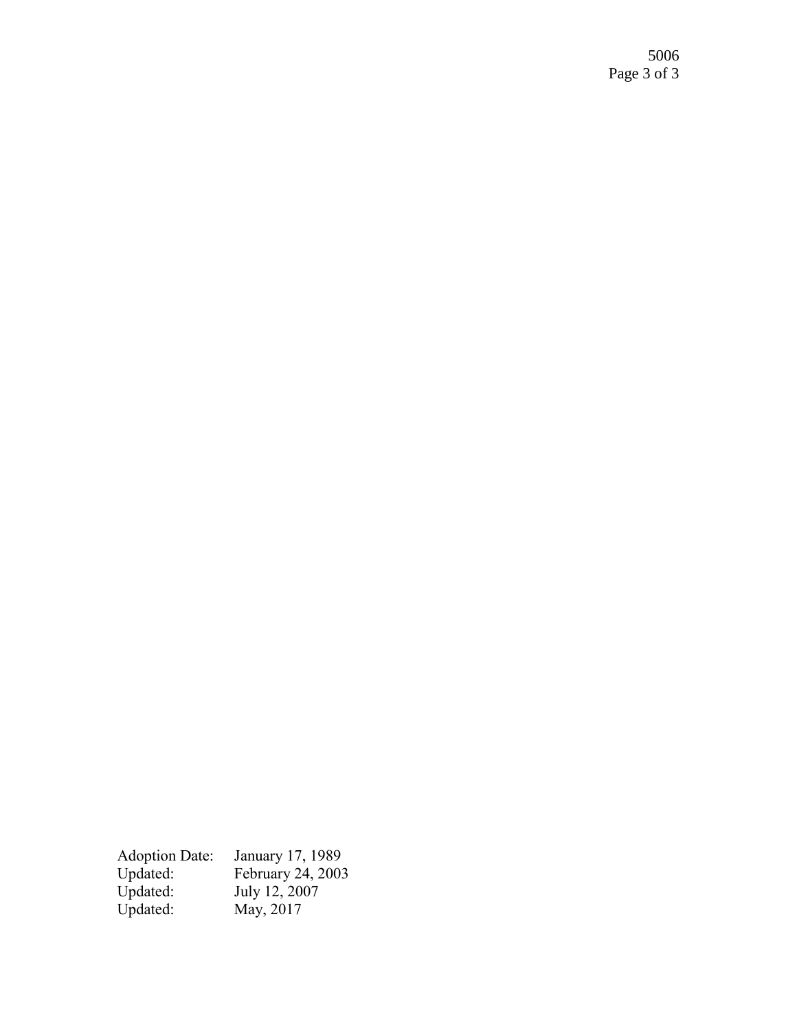| | |
|---|---|
| Adoption Date: | January 17, 1989 |
| Updated: | February 24, 2003 |
| Updated: | July 12, 2007 |
| Updated: | May, 2017 |